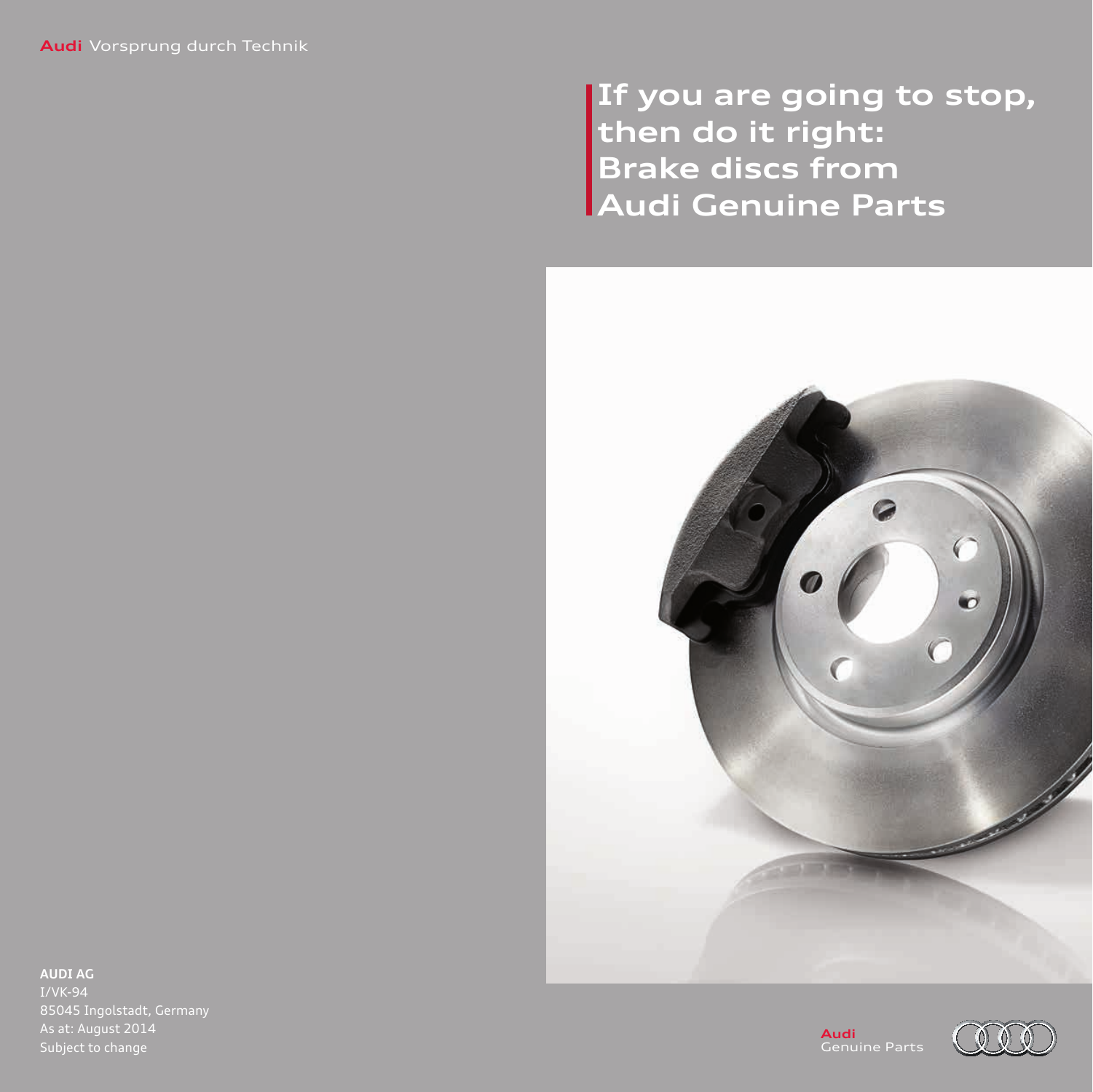Audi Vorsprung durch Technik

# If you are going to stop, then do it right: Brake discs from Audi Genuine Parts

**AUDI AG**
I/VK-94
85045 Ingolstadt, Germany
As at: August 2014
Subject to change

Audi
Genuine Parts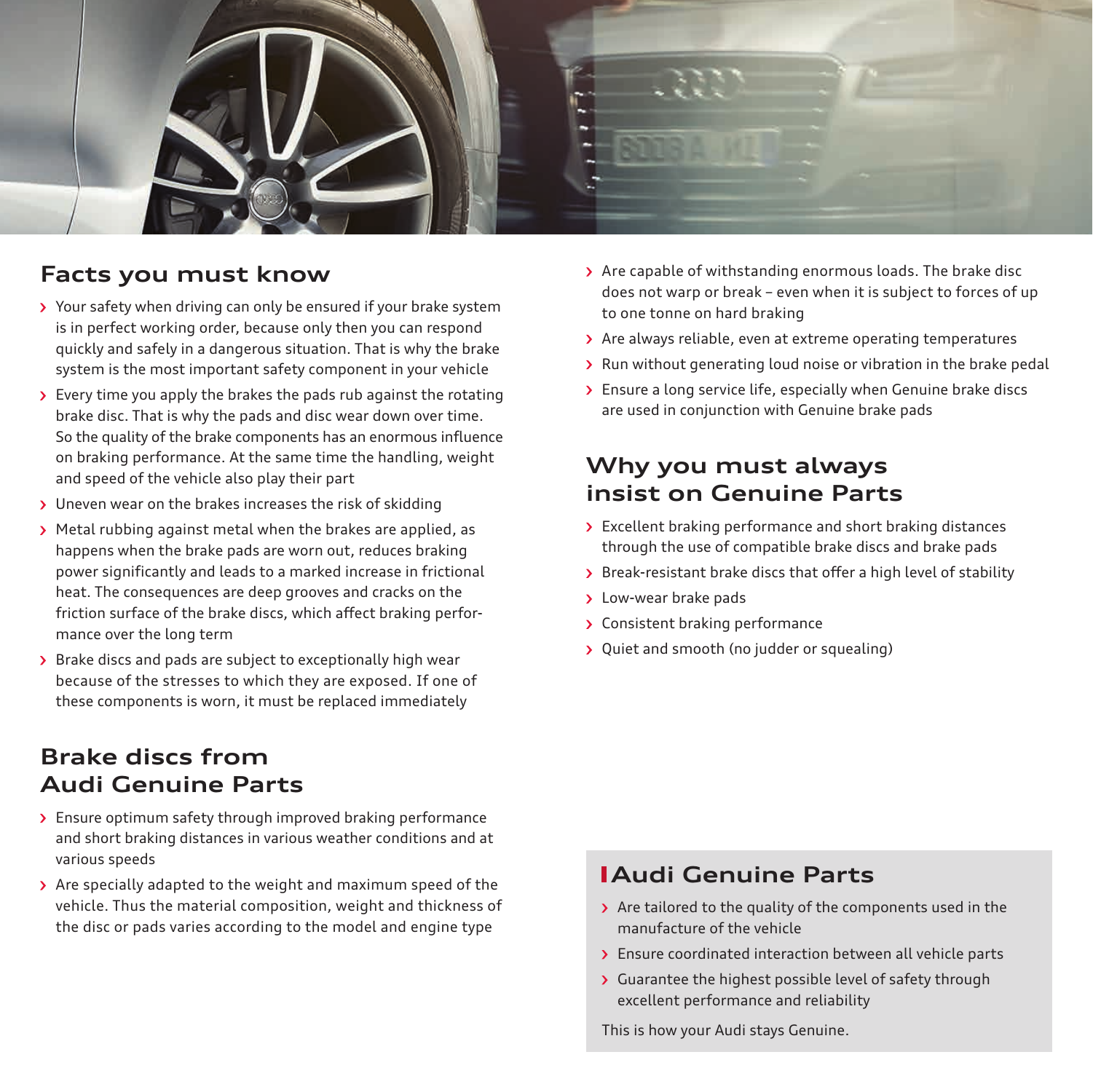## Facts you must know

- Your safety when driving can only be ensured if your brake system is in perfect working order, because only then you can respond quickly and safely in a dangerous situation. That is why the brake system is the most important safety component in your vehicle
- Every time you apply the brakes the pads rub against the rotating brake disc. That is why the pads and disc wear down over time. So the quality of the brake components has an enormous influence on braking performance. At the same time the handling, weight and speed of the vehicle also play their part
- Uneven wear on the brakes increases the risk of skidding
- Metal rubbing against metal when the brakes are applied, as happens when the brake pads are worn out, reduces braking power significantly and leads to a marked increase in frictional heat. The consequences are deep grooves and cracks on the friction surface of the brake discs, which affect braking performance over the long term
- Brake discs and pads are subject to exceptionally high wear because of the stresses to which they are exposed. If one of these components is worn, it must be replaced immediately

## Brake discs from Audi Genuine Parts

- Ensure optimum safety through improved braking performance and short braking distances in various weather conditions and at various speeds
- Are specially adapted to the weight and maximum speed of the vehicle. Thus the material composition, weight and thickness of the disc or pads varies according to the model and engine type
- Are capable of withstanding enormous loads. The brake disc does not warp or break – even when it is subject to forces of up to one tonne on hard braking
- Are always reliable, even at extreme operating temperatures
- Run without generating loud noise or vibration in the brake pedal
- Ensure a long service life, especially when Genuine brake discs are used in conjunction with Genuine brake pads

## Why you must always insist on Genuine Parts

- Excellent braking performance and short braking distances through the use of compatible brake discs and brake pads
- Break-resistant brake discs that offer a high level of stability
- Low-wear brake pads
- Consistent braking performance
- Quiet and smooth (no judder or squealing)

## Audi Genuine Parts

- Are tailored to the quality of the components used in the manufacture of the vehicle
- Ensure coordinated interaction between all vehicle parts
- Guarantee the highest possible level of safety through excellent performance and reliability

This is how your Audi stays Genuine.